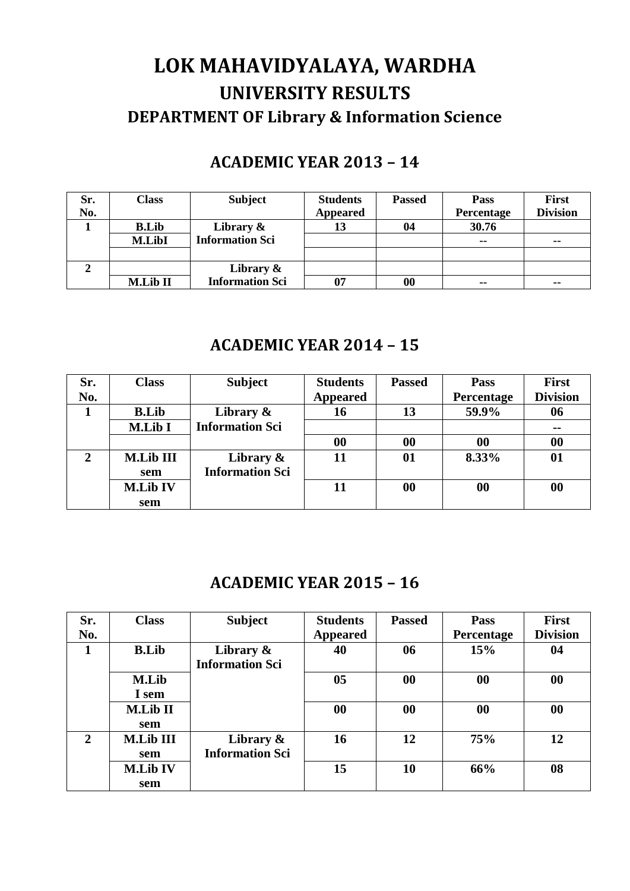# LOK MAHAVIDYALAYA, WARDHA

## UNIVERSITY RESULTS

### DEPARTMENT OF Library & Information Science

## ACADEMIC YEAR 2013 – 14

| Sr. No. | Class | Subject | Students Appeared | Passed | Pass Percentage | First Division |
|---|---|---|---|---|---|---|
| 1 | B.Lib | Library & Information Sci | 13 | 04 | 30.76 | |
| | M.LibI | | | | -- | -- |
| | | | | | | |
| 2 | | Library & Information Sci | | | | |
| | M.Lib II | | 07 | 00 | -- | -- |

## ACADEMIC YEAR 2014 – 15

| Sr. No. | Class | Subject | Students Appeared | Passed | Pass Percentage | First Division |
|---|---|---|---|---|---|---|
| 1 | B.Lib | Library & Information Sci | 16 | 13 | 59.9% | 06 |
| | M.Lib I | | | | | -- |
| | | | 00 | 00 | 00 | 00 |
| 2 | M.Lib III sem | Library & Information Sci | 11 | 01 | 8.33% | 01 |
| | M.Lib IV sem | | 11 | 00 | 00 | 00 |

## ACADEMIC YEAR 2015 – 16

| Sr. No. | Class | Subject | Students Appeared | Passed | Pass Percentage | First Division |
|---|---|---|---|---|---|---|
| 1 | B.Lib | Library & Information Sci | 40 | 06 | 15% | 04 |
| | M.Lib I sem | | 05 | 00 | 00 | 00 |
| | M.Lib II sem | | 00 | 00 | 00 | 00 |
| 2 | M.Lib III sem | Library & Information Sci | 16 | 12 | 75% | 12 |
| | M.Lib IV sem | | 15 | 10 | 66% | 08 |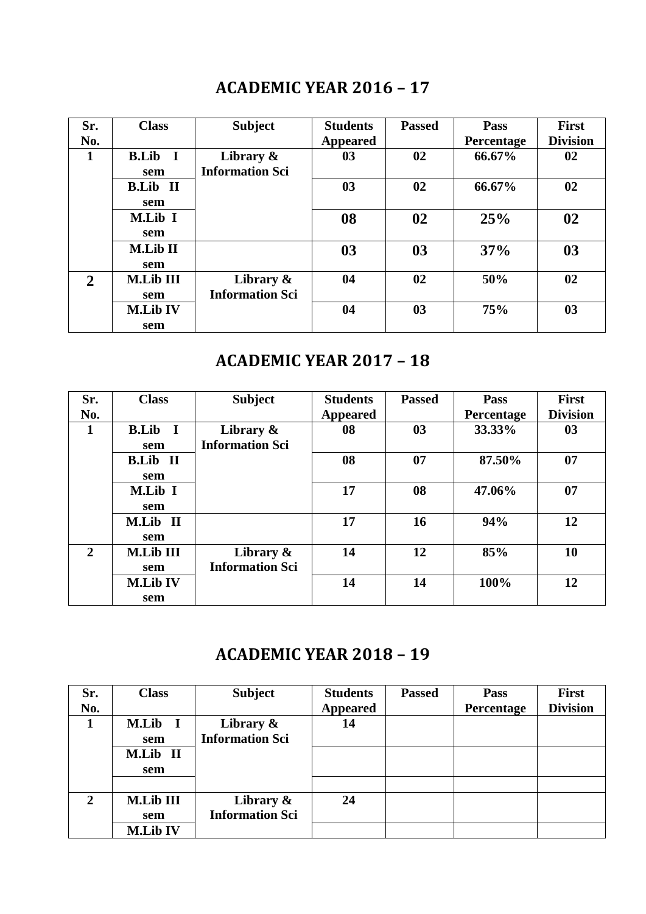## ACADEMIC YEAR 2016 – 17

| Sr. No. | Class | Subject | Students Appeared | Passed | Pass Percentage | First Division |
|---|---|---|---|---|---|---|
| 1 | B.Lib I sem | Library & Information Sci | 03 | 02 | 66.67% | 02 |
| | B.Lib II sem | | 03 | 02 | 66.67% | 02 |
| | M.Lib I sem | | 08 | 02 | 25% | 02 |
| | M.Lib II sem | | 03 | 03 | 37% | 03 |
| 2 | M.Lib III sem | Library & Information Sci | 04 | 02 | 50% | 02 |
| | M.Lib IV sem | | 04 | 03 | 75% | 03 |

## ACADEMIC YEAR 2017 – 18

| Sr. No. | Class | Subject | Students Appeared | Passed | Pass Percentage | First Division |
|---|---|---|---|---|---|---|
| 1 | B.Lib I sem | Library & Information Sci | 08 | 03 | 33.33% | 03 |
| | B.Lib II sem | | 08 | 07 | 87.50% | 07 |
| | M.Lib I sem | | 17 | 08 | 47.06% | 07 |
| | M.Lib II sem | | 17 | 16 | 94% | 12 |
| 2 | M.Lib III sem | Library & Information Sci | 14 | 12 | 85% | 10 |
| | M.Lib IV sem | | 14 | 14 | 100% | 12 |

## ACADEMIC YEAR 2018 – 19

| Sr. No. | Class | Subject | Students Appeared | Passed | Pass Percentage | First Division |
|---|---|---|---|---|---|---|
| 1 | M.Lib I sem | Library & Information Sci | 14 | | | |
| | M.Lib II sem | | | | | |
| | | | | | | |
| 2 | M.Lib III sem | Library & Information Sci | 24 | | | |
| | M.Lib IV | | | | | |